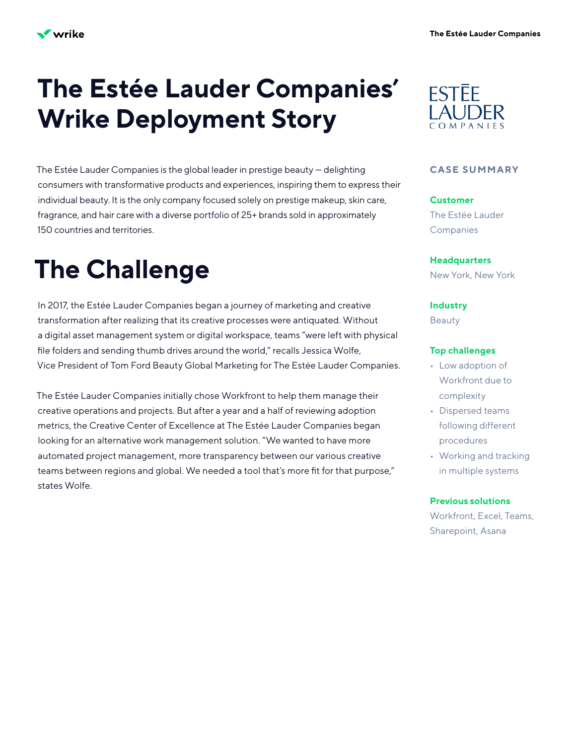# The Estée Lauder Companies' Wrike Deployment Story

The Estée Lauder Companies is the global leader in prestige beauty — delighting consumers with transformative products and experiences, inspiring them to express their individual beauty. It is the only company focused solely on prestige makeup, skin care, fragrance, and hair care with a diverse portfolio of 25+ brands sold in approximately 150 countries and territories.

## The Challenge

In 2017, the Estée Lauder Companies began a journey of marketing and creative transformation after realizing that its creative processes were antiquated. Without a digital asset management system or digital workspace, teams "were left with physical file folders and sending thumb drives around the world," recalls Jessica Wolfe, Vice President of Tom Ford Beauty Global Marketing for The Estée Lauder Companies.

The Estée Lauder Companies initially chose Workfront to help them manage their creative operations and projects. But after a year and a half of reviewing adoption metrics, the Creative Center of Excellence at The Estée Lauder Companies began looking for an alternative work management solution. "We wanted to have more automated project management, more transparency between our various creative teams between regions and global. We needed a tool that's more fit for that purpose," states Wolfe.

## CASE SUMMARY

**Customer**
The Estée Lauder Companies

**Headquarters**
New York, New York

**Industry**
Beauty

**Top challenges**

- Low adoption of Workfront due to complexity
- Dispersed teams following different procedures
- Working and tracking in multiple systems

**Previous solutions**
Workfront, Excel, Teams, Sharepoint, Asana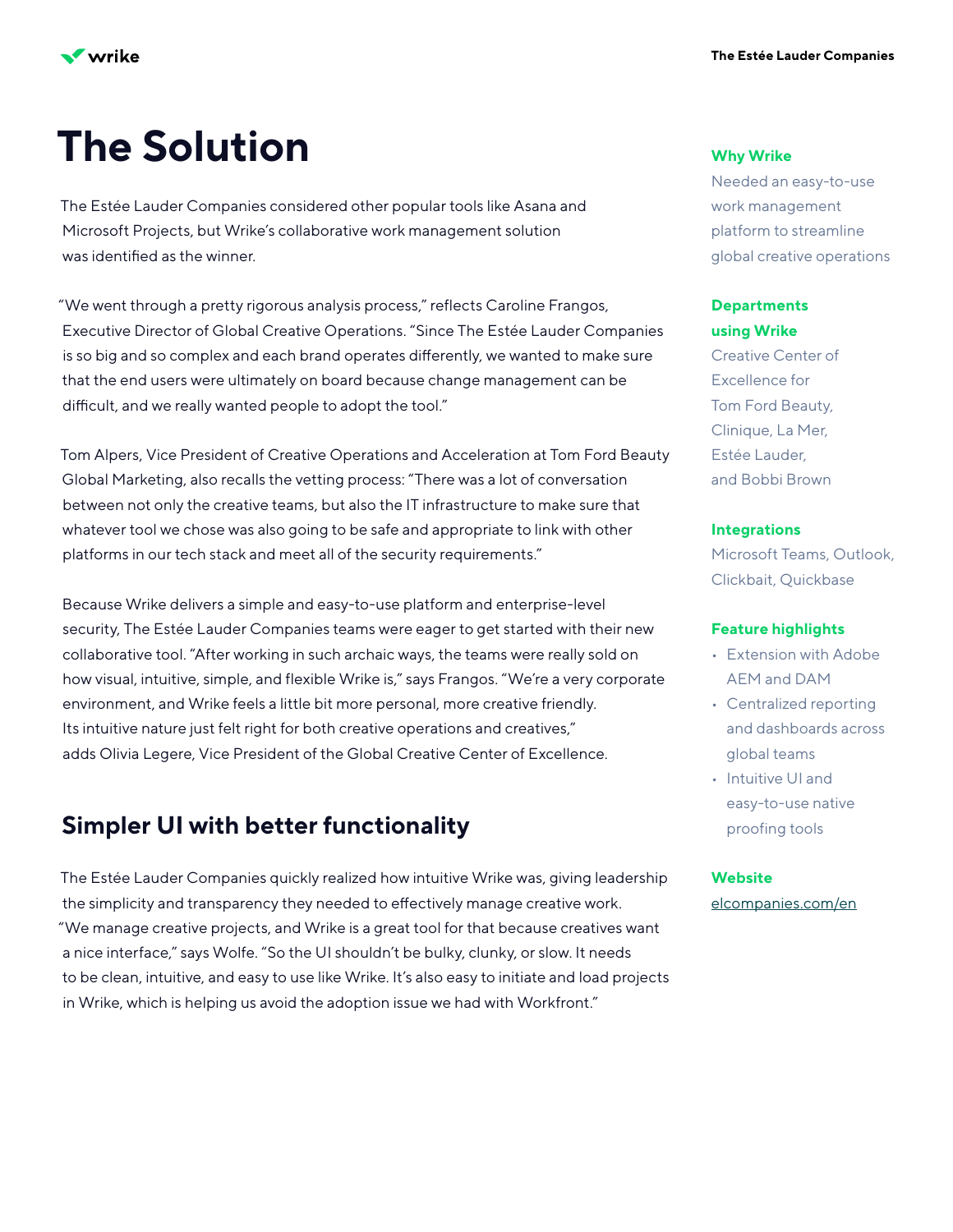# The Solution

The Estée Lauder Companies considered other popular tools like Asana and Microsoft Projects, but Wrike's collaborative work management solution was identified as the winner.

"We went through a pretty rigorous analysis process," reflects Caroline Frangos, Executive Director of Global Creative Operations. "Since The Estée Lauder Companies is so big and so complex and each brand operates differently, we wanted to make sure that the end users were ultimately on board because change management can be difficult, and we really wanted people to adopt the tool."

Tom Alpers, Vice President of Creative Operations and Acceleration at Tom Ford Beauty Global Marketing, also recalls the vetting process: "There was a lot of conversation between not only the creative teams, but also the IT infrastructure to make sure that whatever tool we chose was also going to be safe and appropriate to link with other platforms in our tech stack and meet all of the security requirements."

Because Wrike delivers a simple and easy-to-use platform and enterprise-level security, The Estée Lauder Companies teams were eager to get started with their new collaborative tool. "After working in such archaic ways, the teams were really sold on how visual, intuitive, simple, and flexible Wrike is," says Frangos. "We're a very corporate environment, and Wrike feels a little bit more personal, more creative friendly. Its intuitive nature just felt right for both creative operations and creatives," adds Olivia Legere, Vice President of the Global Creative Center of Excellence.

## Simpler UI with better functionality

The Estée Lauder Companies quickly realized how intuitive Wrike was, giving leadership the simplicity and transparency they needed to effectively manage creative work. "We manage creative projects, and Wrike is a great tool for that because creatives want a nice interface," says Wolfe. "So the UI shouldn't be bulky, clunky, or slow. It needs to be clean, intuitive, and easy to use like Wrike. It's also easy to initiate and load projects in Wrike, which is helping us avoid the adoption issue we had with Workfront."

**Why Wrike**

Needed an easy-to-use work management platform to streamline global creative operations

**Departments using Wrike**

Creative Center of Excellence for Tom Ford Beauty, Clinique, La Mer, Estée Lauder, and Bobbi Brown

**Integrations**

Microsoft Teams, Outlook, Clickbait, Quickbase

**Feature highlights**

- Extension with Adobe AEM and DAM
- Centralized reporting and dashboards across global teams
- Intuitive UI and easy-to-use native proofing tools

**Website**

elcompanies.com/en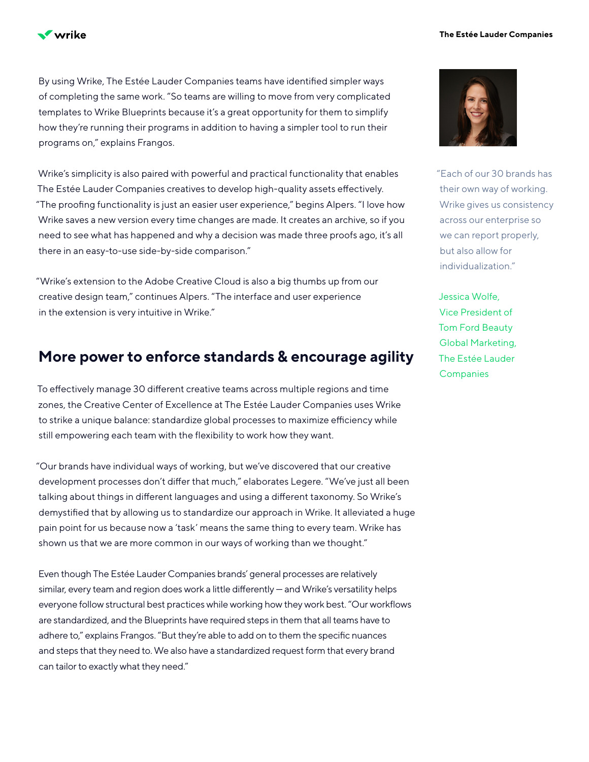By using Wrike, The Estée Lauder Companies teams have identified simpler ways of completing the same work. "So teams are willing to move from very complicated templates to Wrike Blueprints because it's a great opportunity for them to simplify how they're running their programs in addition to having a simpler tool to run their programs on," explains Frangos.

Wrike's simplicity is also paired with powerful and practical functionality that enables The Estée Lauder Companies creatives to develop high-quality assets effectively. "The proofing functionality is just an easier user experience," begins Alpers. "I love how Wrike saves a new version every time changes are made. It creates an archive, so if you need to see what has happened and why a decision was made three proofs ago, it's all there in an easy-to-use side-by-side comparison."

"Wrike's extension to the Adobe Creative Cloud is also a big thumbs up from our creative design team," continues Alpers. "The interface and user experience in the extension is very intuitive in Wrike."

"Each of our 30 brands has their own way of working. Wrike gives us consistency across our enterprise so we can report properly, but also allow for individualization."

Jessica Wolfe, Vice President of Tom Ford Beauty Global Marketing, The Estée Lauder Companies

## More power to enforce standards & encourage agility

To effectively manage 30 different creative teams across multiple regions and time zones, the Creative Center of Excellence at The Estée Lauder Companies uses Wrike to strike a unique balance: standardize global processes to maximize efficiency while still empowering each team with the flexibility to work how they want.

"Our brands have individual ways of working, but we've discovered that our creative development processes don't differ that much," elaborates Legere. "We've just all been talking about things in different languages and using a different taxonomy. So Wrike's demystified that by allowing us to standardize our approach in Wrike. It alleviated a huge pain point for us because now a 'task' means the same thing to every team. Wrike has shown us that we are more common in our ways of working than we thought."

Even though The Estée Lauder Companies brands' general processes are relatively similar, every team and region does work a little differently — and Wrike's versatility helps everyone follow structural best practices while working how they work best. "Our workflows are standardized, and the Blueprints have required steps in them that all teams have to adhere to," explains Frangos. "But they're able to add on to them the specific nuances and steps that they need to. We also have a standardized request form that every brand can tailor to exactly what they need."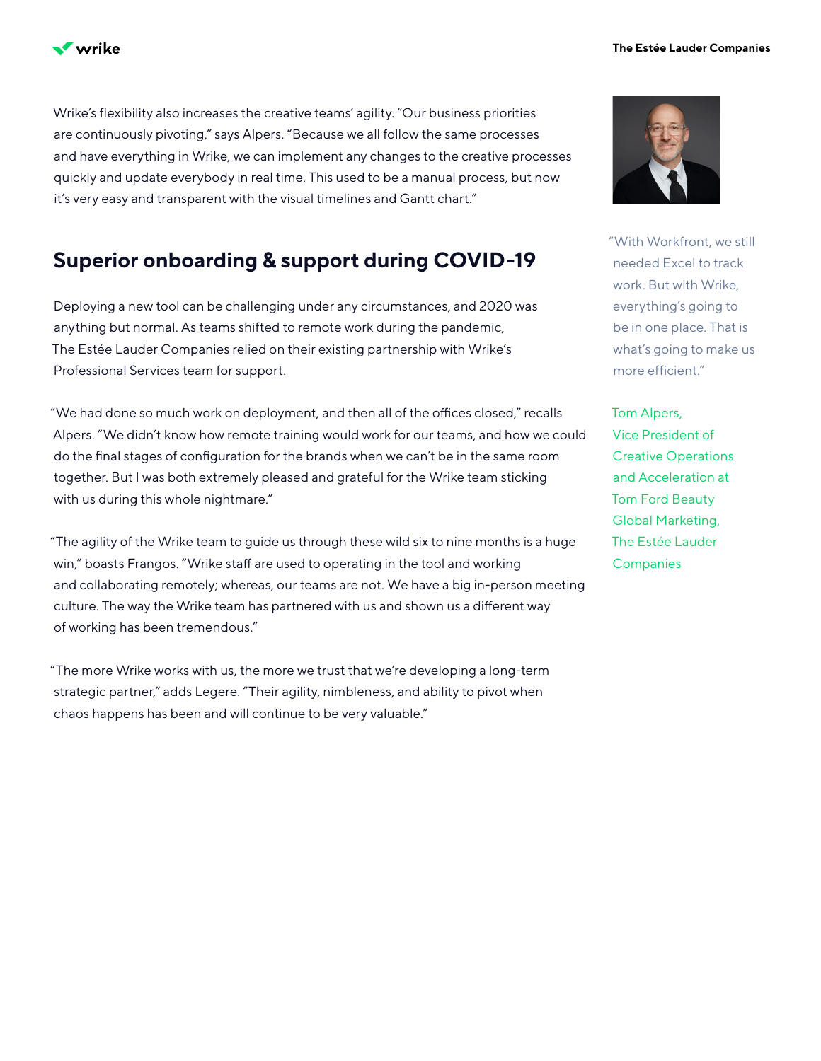Wrike's flexibility also increases the creative teams' agility. "Our business priorities are continuously pivoting," says Alpers. "Because we all follow the same processes and have everything in Wrike, we can implement any changes to the creative processes quickly and update everybody in real time. This used to be a manual process, but now it's very easy and transparent with the visual timelines and Gantt chart."

## Superior onboarding & support during COVID-19

Deploying a new tool can be challenging under any circumstances, and 2020 was anything but normal. As teams shifted to remote work during the pandemic, The Estée Lauder Companies relied on their existing partnership with Wrike's Professional Services team for support.

"We had done so much work on deployment, and then all of the offices closed," recalls Alpers. "We didn't know how remote training would work for our teams, and how we could do the final stages of configuration for the brands when we can't be in the same room together. But I was both extremely pleased and grateful for the Wrike team sticking with us during this whole nightmare."

"The agility of the Wrike team to guide us through these wild six to nine months is a huge win," boasts Frangos. "Wrike staff are used to operating in the tool and working and collaborating remotely; whereas, our teams are not. We have a big in-person meeting culture. The way the Wrike team has partnered with us and shown us a different way of working has been tremendous."

"The more Wrike works with us, the more we trust that we're developing a long-term strategic partner," adds Legere. "Their agility, nimbleness, and ability to pivot when chaos happens has been and will continue to be very valuable."

"With Workfront, we still needed Excel to track work. But with Wrike, everything's going to be in one place. That is what's going to make us more efficient."

Tom Alpers, Vice President of Creative Operations and Acceleration at Tom Ford Beauty Global Marketing, The Estée Lauder Companies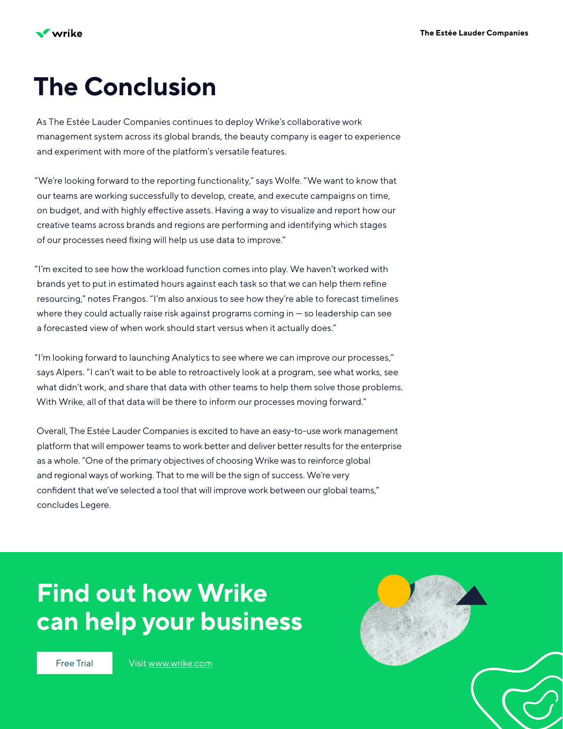# The Conclusion

As The Estée Lauder Companies continues to deploy Wrike's collaborative work management system across its global brands, the beauty company is eager to experience and experiment with more of the platform's versatile features.

"We're looking forward to the reporting functionality," says Wolfe. "We want to know that our teams are working successfully to develop, create, and execute campaigns on time, on budget, and with highly effective assets. Having a way to visualize and report how our creative teams across brands and regions are performing and identifying which stages of our processes need fixing will help us use data to improve."

"I'm excited to see how the workload function comes into play. We haven't worked with brands yet to put in estimated hours against each task so that we can help them refine resourcing," notes Frangos. "I'm also anxious to see how they're able to forecast timelines where they could actually raise risk against programs coming in — so leadership can see a forecasted view of when work should start versus when it actually does."

"I'm looking forward to launching Analytics to see where we can improve our processes," says Alpers. "I can't wait to be able to retroactively look at a program, see what works, see what didn't work, and share that data with other teams to help them solve those problems. With Wrike, all of that data will be there to inform our processes moving forward."

Overall, The Estée Lauder Companies is excited to have an easy-to-use work management platform that will empower teams to work better and deliver better results for the enterprise as a whole. "One of the primary objectives of choosing Wrike was to reinforce global and regional ways of working. That to me will be the sign of success. We're very confident that we've selected a tool that will improve work between our global teams," concludes Legere.

## Find out how Wrike can help your business

Free Trial

Visit www.wrike.com